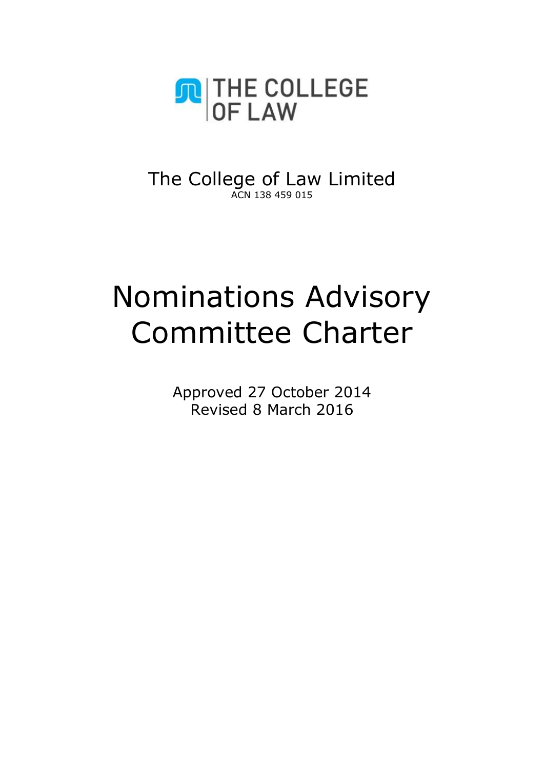THE COLLEGE OF LAW

The College of Law Limited
ACN 138 459 015

# Nominations Advisory Committee Charter

Approved 27 October 2014
Revised 8 March 2016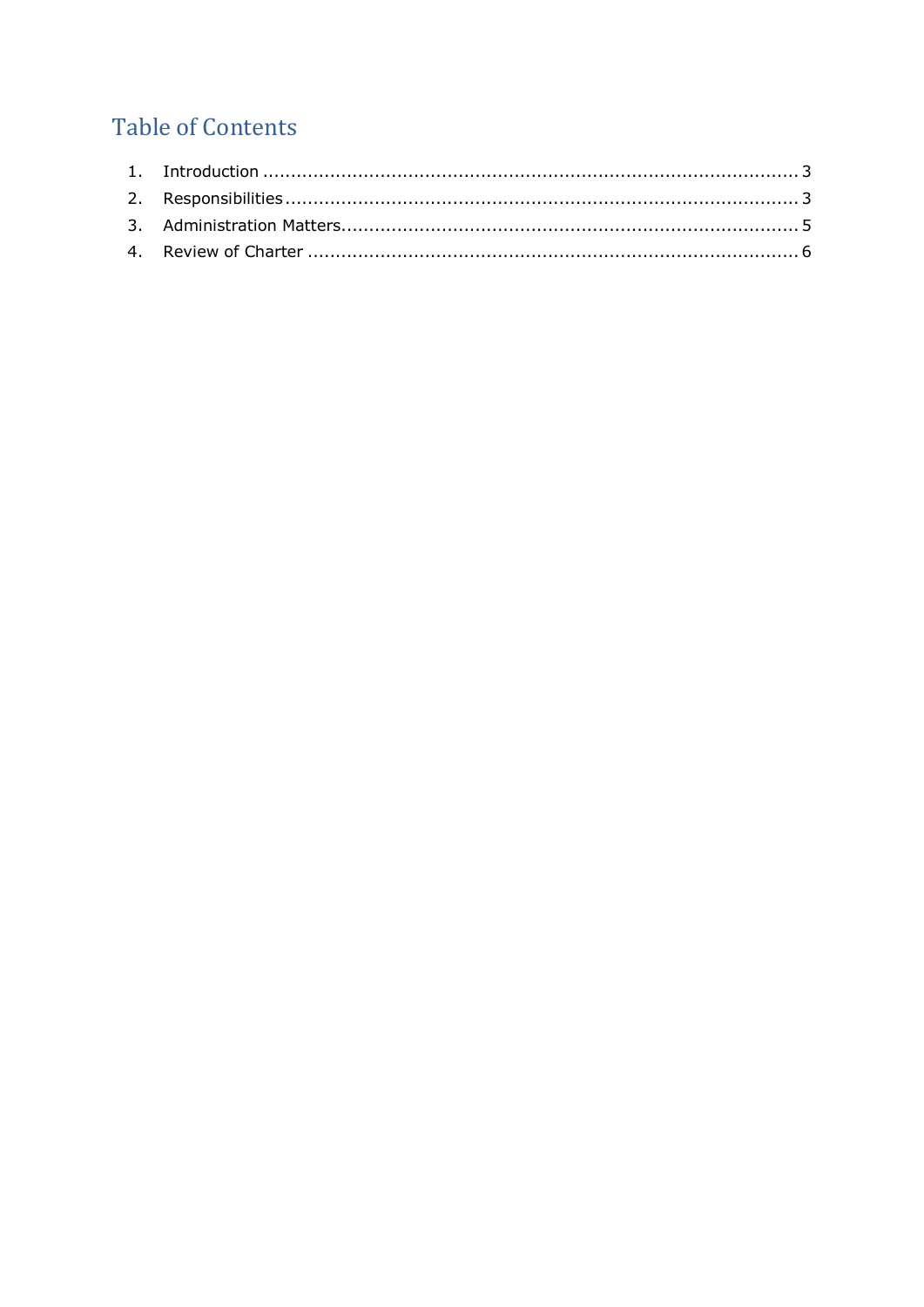# Table of Contents

1. Introduction ........................................................................................ 3
2. Responsibilities ..................................................................................... 3
3. Administration Matters.......................................................................... 5
4. Review of Charter ................................................................................ 6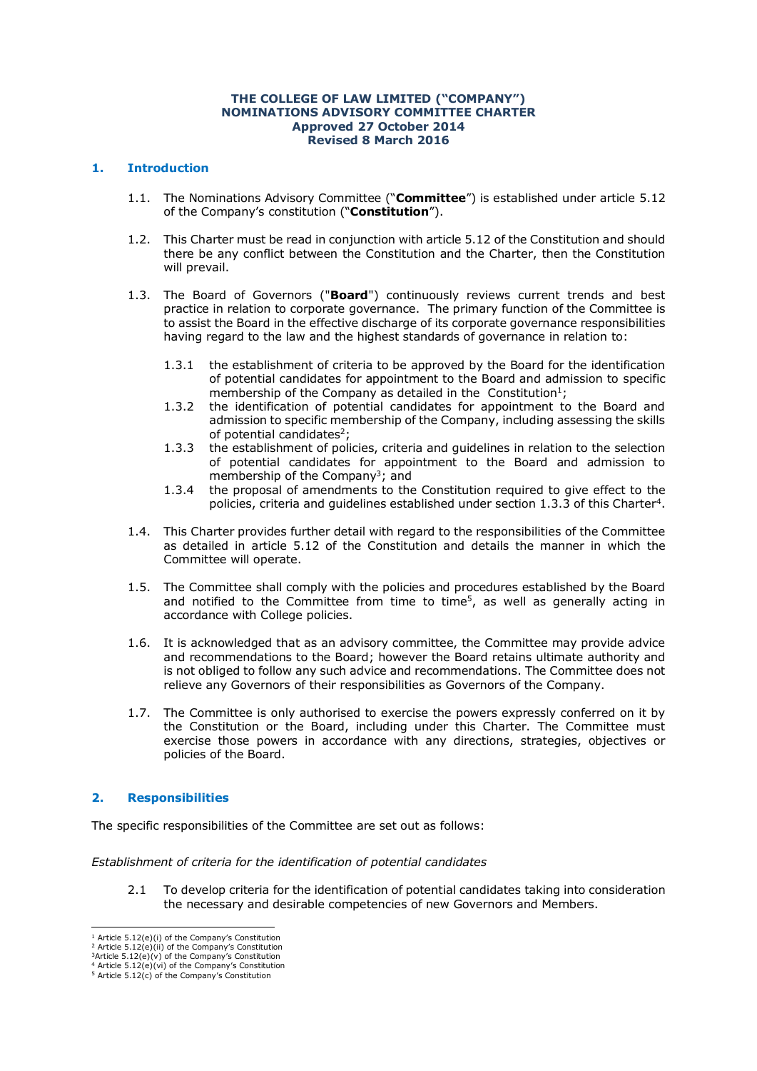**THE COLLEGE OF LAW LIMITED ("COMPANY")**
**NOMINATIONS ADVISORY COMMITTEE CHARTER**
**Approved 27 October 2014**
**Revised 8 March 2016**

## 1. Introduction

1.1. The Nominations Advisory Committee ("**Committee**") is established under article 5.12 of the Company's constitution ("**Constitution**").

1.2. This Charter must be read in conjunction with article 5.12 of the Constitution and should there be any conflict between the Constitution and the Charter, then the Constitution will prevail.

1.3. The Board of Governors ("**Board**") continuously reviews current trends and best practice in relation to corporate governance. The primary function of the Committee is to assist the Board in the effective discharge of its corporate governance responsibilities having regard to the law and the highest standards of governance in relation to:

1.3.1 the establishment of criteria to be approved by the Board for the identification of potential candidates for appointment to the Board and admission to specific membership of the Company as detailed in the Constitution[1];

1.3.2 the identification of potential candidates for appointment to the Board and admission to specific membership of the Company, including assessing the skills of potential candidates[2];

1.3.3 the establishment of policies, criteria and guidelines in relation to the selection of potential candidates for appointment to the Board and admission to membership of the Company[3]; and

1.3.4 the proposal of amendments to the Constitution required to give effect to the policies, criteria and guidelines established under section 1.3.3 of this Charter[4].

1.4. This Charter provides further detail with regard to the responsibilities of the Committee as detailed in article 5.12 of the Constitution and details the manner in which the Committee will operate.

1.5. The Committee shall comply with the policies and procedures established by the Board and notified to the Committee from time to time[5], as well as generally acting in accordance with College policies.

1.6. It is acknowledged that as an advisory committee, the Committee may provide advice and recommendations to the Board; however the Board retains ultimate authority and is not obliged to follow any such advice and recommendations. The Committee does not relieve any Governors of their responsibilities as Governors of the Company.

1.7. The Committee is only authorised to exercise the powers expressly conferred on it by the Constitution or the Board, including under this Charter. The Committee must exercise those powers in accordance with any directions, strategies, objectives or policies of the Board.

## 2. Responsibilities

The specific responsibilities of the Committee are set out as follows:

*Establishment of criteria for the identification of potential candidates*

2.1 To develop criteria for the identification of potential candidates taking into consideration the necessary and desirable competencies of new Governors and Members.

---

[1] Article 5.12(e)(i) of the Company's Constitution
[2] Article 5.12(e)(ii) of the Company's Constitution
[3] Article 5.12(e)(v) of the Company's Constitution
[4] Article 5.12(e)(vi) of the Company's Constitution
[5] Article 5.12(c) of the Company's Constitution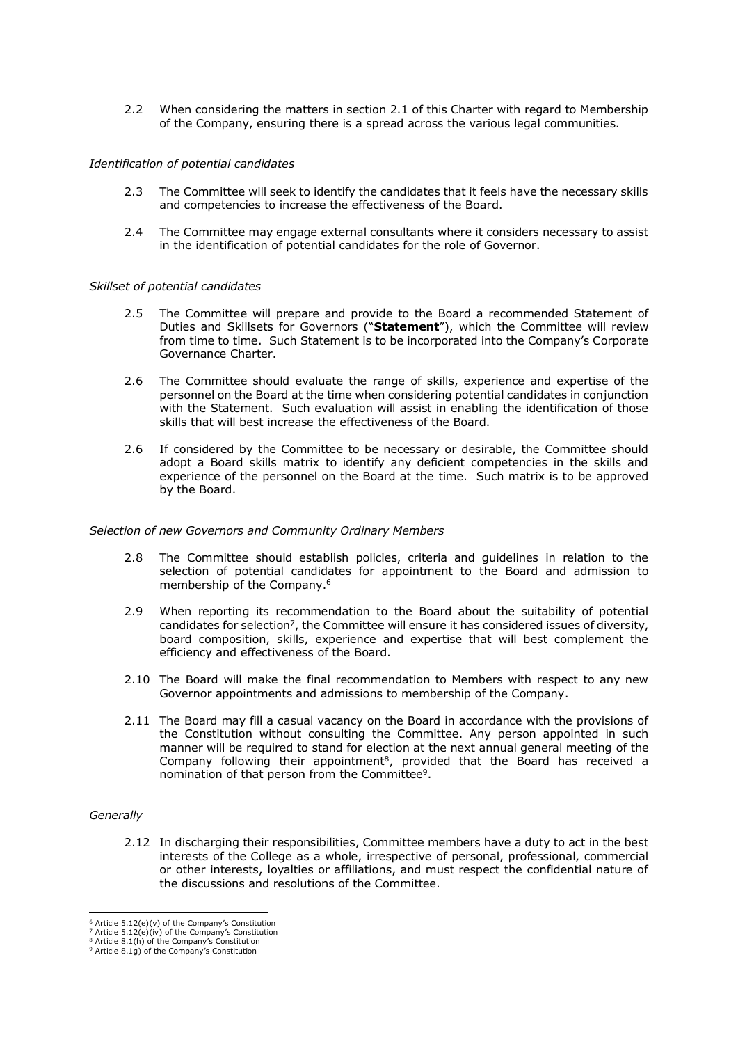2.2 When considering the matters in section 2.1 of this Charter with regard to Membership of the Company, ensuring there is a spread across the various legal communities.

*Identification of potential candidates*

2.3 The Committee will seek to identify the candidates that it feels have the necessary skills and competencies to increase the effectiveness of the Board.

2.4 The Committee may engage external consultants where it considers necessary to assist in the identification of potential candidates for the role of Governor.

*Skillset of potential candidates*

2.5 The Committee will prepare and provide to the Board a recommended Statement of Duties and Skillsets for Governors ("**Statement**"), which the Committee will review from time to time. Such Statement is to be incorporated into the Company's Corporate Governance Charter.

2.6 The Committee should evaluate the range of skills, experience and expertise of the personnel on the Board at the time when considering potential candidates in conjunction with the Statement. Such evaluation will assist in enabling the identification of those skills that will best increase the effectiveness of the Board.

2.6 If considered by the Committee to be necessary or desirable, the Committee should adopt a Board skills matrix to identify any deficient competencies in the skills and experience of the personnel on the Board at the time. Such matrix is to be approved by the Board.

*Selection of new Governors and Community Ordinary Members*

2.8 The Committee should establish policies, criteria and guidelines in relation to the selection of potential candidates for appointment to the Board and admission to membership of the Company.[6]

2.9 When reporting its recommendation to the Board about the suitability of potential candidates for selection[7], the Committee will ensure it has considered issues of diversity, board composition, skills, experience and expertise that will best complement the efficiency and effectiveness of the Board.

2.10 The Board will make the final recommendation to Members with respect to any new Governor appointments and admissions to membership of the Company.

2.11 The Board may fill a casual vacancy on the Board in accordance with the provisions of the Constitution without consulting the Committee. Any person appointed in such manner will be required to stand for election at the next annual general meeting of the Company following their appointment[8], provided that the Board has received a nomination of that person from the Committee[9].

*Generally*

2.12 In discharging their responsibilities, Committee members have a duty to act in the best interests of the College as a whole, irrespective of personal, professional, commercial or other interests, loyalties or affiliations, and must respect the confidential nature of the discussions and resolutions of the Committee.

---

[6] Article 5.12(e)(v) of the Company's Constitution
[7] Article 5.12(e)(iv) of the Company's Constitution
[8] Article 8.1(h) of the Company's Constitution
[9] Article 8.1g) of the Company's Constitution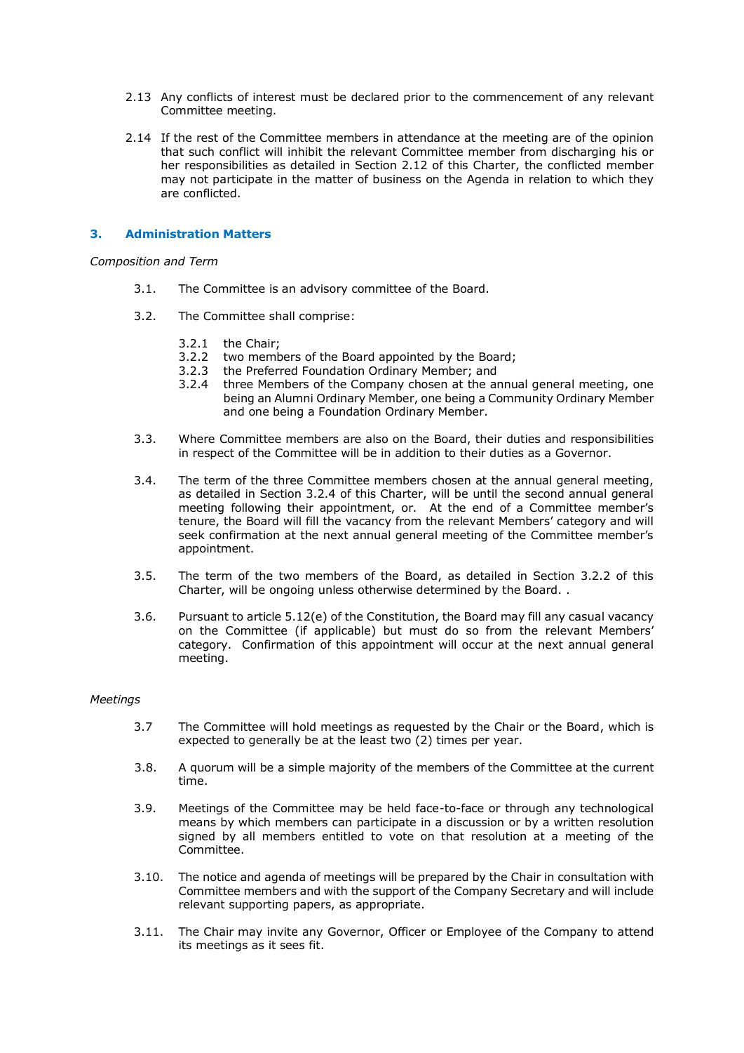2.13 Any conflicts of interest must be declared prior to the commencement of any relevant Committee meeting.

2.14 If the rest of the Committee members in attendance at the meeting are of the opinion that such conflict will inhibit the relevant Committee member from discharging his or her responsibilities as detailed in Section 2.12 of this Charter, the conflicted member may not participate in the matter of business on the Agenda in relation to which they are conflicted.

## 3. Administration Matters

*Composition and Term*

3.1. The Committee is an advisory committee of the Board.

3.2. The Committee shall comprise:

3.2.1 the Chair;
3.2.2 two members of the Board appointed by the Board;
3.2.3 the Preferred Foundation Ordinary Member; and
3.2.4 three Members of the Company chosen at the annual general meeting, one being an Alumni Ordinary Member, one being a Community Ordinary Member and one being a Foundation Ordinary Member.

3.3. Where Committee members are also on the Board, their duties and responsibilities in respect of the Committee will be in addition to their duties as a Governor.

3.4. The term of the three Committee members chosen at the annual general meeting, as detailed in Section 3.2.4 of this Charter, will be until the second annual general meeting following their appointment, or. At the end of a Committee member's tenure, the Board will fill the vacancy from the relevant Members' category and will seek confirmation at the next annual general meeting of the Committee member's appointment.

3.5. The term of the two members of the Board, as detailed in Section 3.2.2 of this Charter, will be ongoing unless otherwise determined by the Board. .

3.6. Pursuant to article 5.12(e) of the Constitution, the Board may fill any casual vacancy on the Committee (if applicable) but must do so from the relevant Members' category. Confirmation of this appointment will occur at the next annual general meeting.

*Meetings*

3.7 The Committee will hold meetings as requested by the Chair or the Board, which is expected to generally be at the least two (2) times per year.

3.8. A quorum will be a simple majority of the members of the Committee at the current time.

3.9. Meetings of the Committee may be held face-to-face or through any technological means by which members can participate in a discussion or by a written resolution signed by all members entitled to vote on that resolution at a meeting of the Committee.

3.10. The notice and agenda of meetings will be prepared by the Chair in consultation with Committee members and with the support of the Company Secretary and will include relevant supporting papers, as appropriate.

3.11. The Chair may invite any Governor, Officer or Employee of the Company to attend its meetings as it sees fit.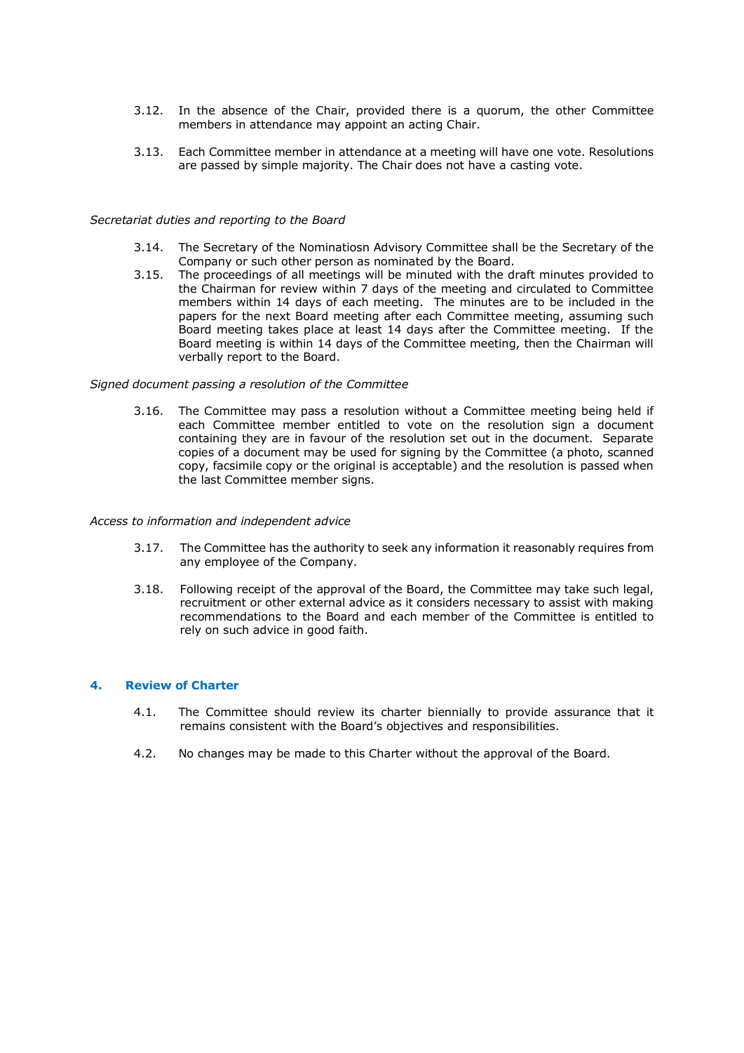3.12. In the absence of the Chair, provided there is a quorum, the other Committee members in attendance may appoint an acting Chair.

3.13. Each Committee member in attendance at a meeting will have one vote. Resolutions are passed by simple majority. The Chair does not have a casting vote.

*Secretariat duties and reporting to the Board*

3.14. The Secretary of the Nominatiosn Advisory Committee shall be the Secretary of the Company or such other person as nominated by the Board.

3.15. The proceedings of all meetings will be minuted with the draft minutes provided to the Chairman for review within 7 days of the meeting and circulated to Committee members within 14 days of each meeting. The minutes are to be included in the papers for the next Board meeting after each Committee meeting, assuming such Board meeting takes place at least 14 days after the Committee meeting. If the Board meeting is within 14 days of the Committee meeting, then the Chairman will verbally report to the Board.

*Signed document passing a resolution of the Committee*

3.16. The Committee may pass a resolution without a Committee meeting being held if each Committee member entitled to vote on the resolution sign a document containing they are in favour of the resolution set out in the document. Separate copies of a document may be used for signing by the Committee (a photo, scanned copy, facsimile copy or the original is acceptable) and the resolution is passed when the last Committee member signs.

*Access to information and independent advice*

3.17. The Committee has the authority to seek any information it reasonably requires from any employee of the Company.

3.18. Following receipt of the approval of the Board, the Committee may take such legal, recruitment or other external advice as it considers necessary to assist with making recommendations to the Board and each member of the Committee is entitled to rely on such advice in good faith.

## 4. Review of Charter

4.1. The Committee should review its charter biennially to provide assurance that it remains consistent with the Board's objectives and responsibilities.

4.2. No changes may be made to this Charter without the approval of the Board.